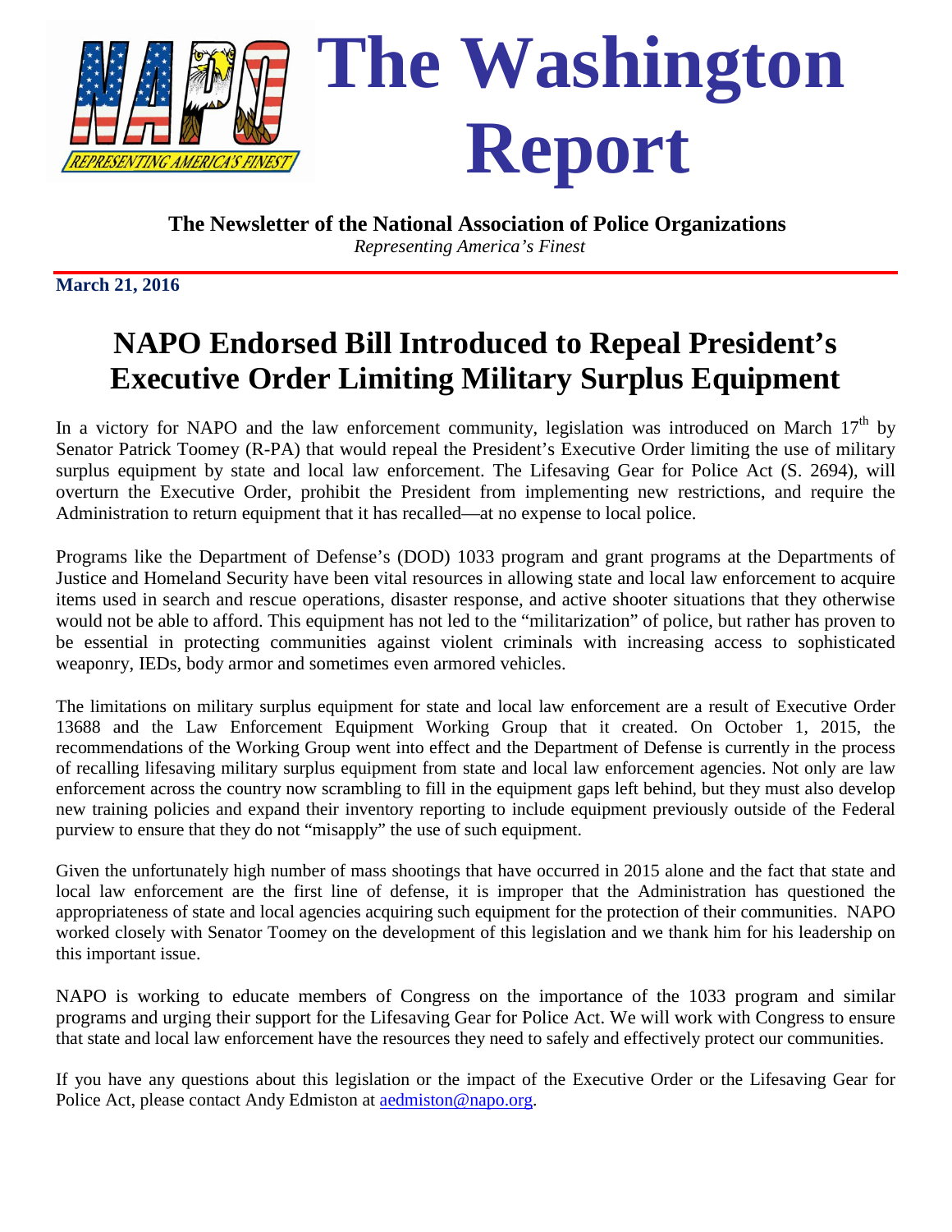# The Washington Report

**The Newsletter of the National Association of Police Organizations**
*Representing America's Finest*

**March 21, 2016**

## NAPO Endorsed Bill Introduced to Repeal President's Executive Order Limiting Military Surplus Equipment

In a victory for NAPO and the law enforcement community, legislation was introduced on March 17th by Senator Patrick Toomey (R-PA) that would repeal the President's Executive Order limiting the use of military surplus equipment by state and local law enforcement. The Lifesaving Gear for Police Act (S. 2694), will overturn the Executive Order, prohibit the President from implementing new restrictions, and require the Administration to return equipment that it has recalled—at no expense to local police.

Programs like the Department of Defense's (DOD) 1033 program and grant programs at the Departments of Justice and Homeland Security have been vital resources in allowing state and local law enforcement to acquire items used in search and rescue operations, disaster response, and active shooter situations that they otherwise would not be able to afford. This equipment has not led to the "militarization" of police, but rather has proven to be essential in protecting communities against violent criminals with increasing access to sophisticated weaponry, IEDs, body armor and sometimes even armored vehicles.

The limitations on military surplus equipment for state and local law enforcement are a result of Executive Order 13688 and the Law Enforcement Equipment Working Group that it created. On October 1, 2015, the recommendations of the Working Group went into effect and the Department of Defense is currently in the process of recalling lifesaving military surplus equipment from state and local law enforcement agencies. Not only are law enforcement across the country now scrambling to fill in the equipment gaps left behind, but they must also develop new training policies and expand their inventory reporting to include equipment previously outside of the Federal purview to ensure that they do not "misapply" the use of such equipment.

Given the unfortunately high number of mass shootings that have occurred in 2015 alone and the fact that state and local law enforcement are the first line of defense, it is improper that the Administration has questioned the appropriateness of state and local agencies acquiring such equipment for the protection of their communities. NAPO worked closely with Senator Toomey on the development of this legislation and we thank him for his leadership on this important issue.

NAPO is working to educate members of Congress on the importance of the 1033 program and similar programs and urging their support for the Lifesaving Gear for Police Act. We will work with Congress to ensure that state and local law enforcement have the resources they need to safely and effectively protect our communities.

If you have any questions about this legislation or the impact of the Executive Order or the Lifesaving Gear for Police Act, please contact Andy Edmiston at aedmiston@napo.org.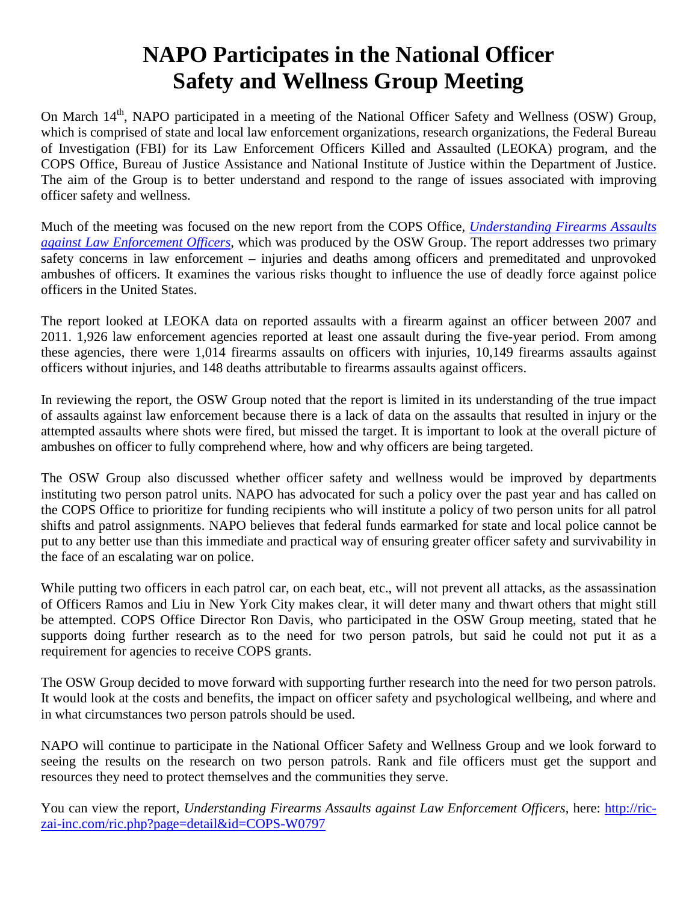# NAPO Participates in the National Officer Safety and Wellness Group Meeting

On March 14th, NAPO participated in a meeting of the National Officer Safety and Wellness (OSW) Group, which is comprised of state and local law enforcement organizations, research organizations, the Federal Bureau of Investigation (FBI) for its Law Enforcement Officers Killed and Assaulted (LEOKA) program, and the COPS Office, Bureau of Justice Assistance and National Institute of Justice within the Department of Justice. The aim of the Group is to better understand and respond to the range of issues associated with improving officer safety and wellness.

Much of the meeting was focused on the new report from the COPS Office, *Understanding Firearms Assaults against Law Enforcement Officers*, which was produced by the OSW Group. The report addresses two primary safety concerns in law enforcement – injuries and deaths among officers and premeditated and unprovoked ambushes of officers. It examines the various risks thought to influence the use of deadly force against police officers in the United States.

The report looked at LEOKA data on reported assaults with a firearm against an officer between 2007 and 2011. 1,926 law enforcement agencies reported at least one assault during the five-year period. From among these agencies, there were 1,014 firearms assaults on officers with injuries, 10,149 firearms assaults against officers without injuries, and 148 deaths attributable to firearms assaults against officers.

In reviewing the report, the OSW Group noted that the report is limited in its understanding of the true impact of assaults against law enforcement because there is a lack of data on the assaults that resulted in injury or the attempted assaults where shots were fired, but missed the target. It is important to look at the overall picture of ambushes on officer to fully comprehend where, how and why officers are being targeted.

The OSW Group also discussed whether officer safety and wellness would be improved by departments instituting two person patrol units. NAPO has advocated for such a policy over the past year and has called on the COPS Office to prioritize for funding recipients who will institute a policy of two person units for all patrol shifts and patrol assignments. NAPO believes that federal funds earmarked for state and local police cannot be put to any better use than this immediate and practical way of ensuring greater officer safety and survivability in the face of an escalating war on police.

While putting two officers in each patrol car, on each beat, etc., will not prevent all attacks, as the assassination of Officers Ramos and Liu in New York City makes clear, it will deter many and thwart others that might still be attempted. COPS Office Director Ron Davis, who participated in the OSW Group meeting, stated that he supports doing further research as to the need for two person patrols, but said he could not put it as a requirement for agencies to receive COPS grants.

The OSW Group decided to move forward with supporting further research into the need for two person patrols. It would look at the costs and benefits, the impact on officer safety and psychological wellbeing, and where and in what circumstances two person patrols should be used.

NAPO will continue to participate in the National Officer Safety and Wellness Group and we look forward to seeing the results on the research on two person patrols. Rank and file officers must get the support and resources they need to protect themselves and the communities they serve.

You can view the report, *Understanding Firearms Assaults against Law Enforcement Officers*, here: http://ric-zai-inc.com/ric.php?page=detail&id=COPS-W0797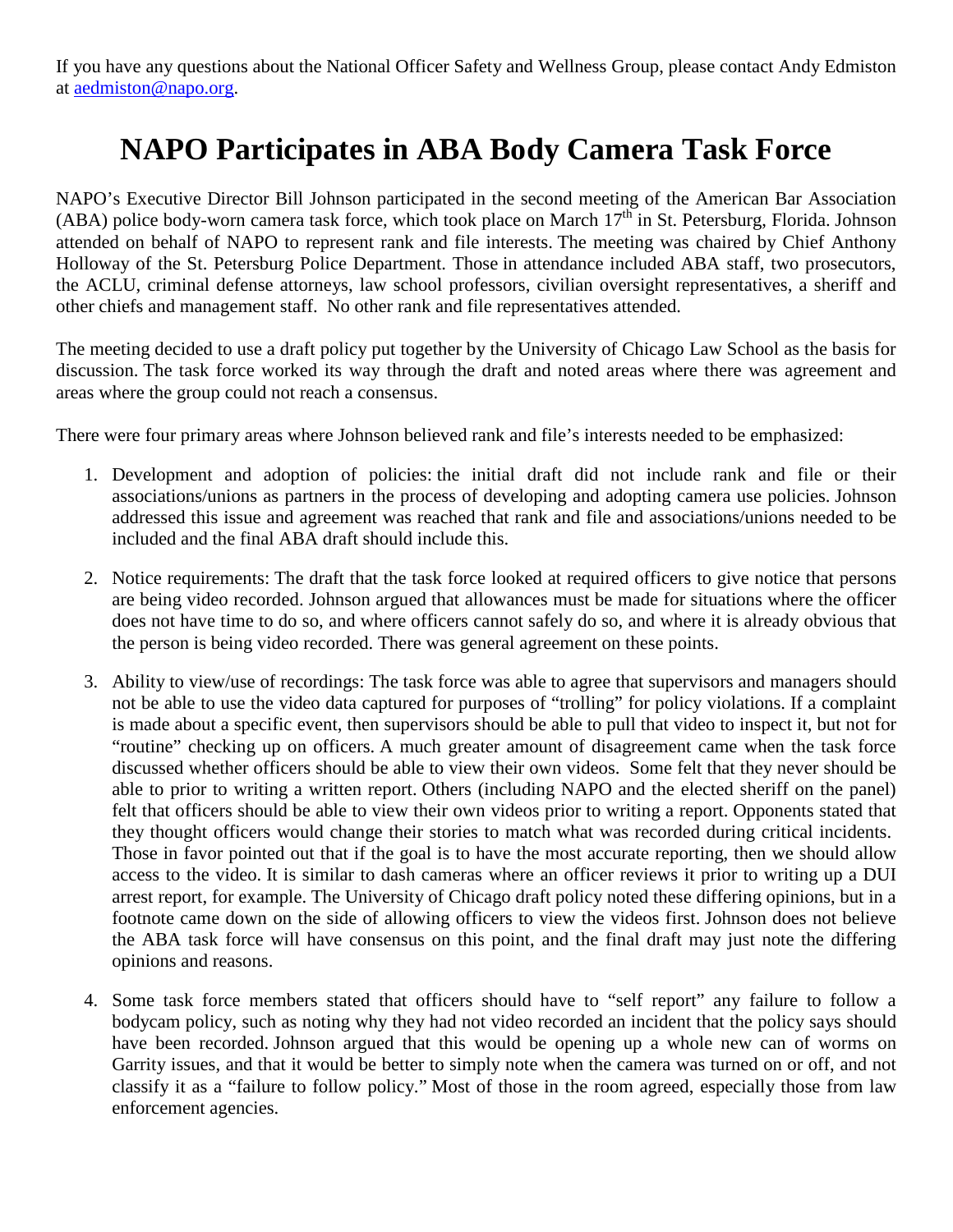If you have any questions about the National Officer Safety and Wellness Group, please contact Andy Edmiston at aedmiston@napo.org.

# NAPO Participates in ABA Body Camera Task Force

NAPO's Executive Director Bill Johnson participated in the second meeting of the American Bar Association (ABA) police body-worn camera task force, which took place on March 17th in St. Petersburg, Florida. Johnson attended on behalf of NAPO to represent rank and file interests. The meeting was chaired by Chief Anthony Holloway of the St. Petersburg Police Department. Those in attendance included ABA staff, two prosecutors, the ACLU, criminal defense attorneys, law school professors, civilian oversight representatives, a sheriff and other chiefs and management staff. No other rank and file representatives attended.

The meeting decided to use a draft policy put together by the University of Chicago Law School as the basis for discussion. The task force worked its way through the draft and noted areas where there was agreement and areas where the group could not reach a consensus.

There were four primary areas where Johnson believed rank and file's interests needed to be emphasized:

1. Development and adoption of policies: the initial draft did not include rank and file or their associations/unions as partners in the process of developing and adopting camera use policies. Johnson addressed this issue and agreement was reached that rank and file and associations/unions needed to be included and the final ABA draft should include this.

2. Notice requirements: The draft that the task force looked at required officers to give notice that persons are being video recorded. Johnson argued that allowances must be made for situations where the officer does not have time to do so, and where officers cannot safely do so, and where it is already obvious that the person is being video recorded. There was general agreement on these points.

3. Ability to view/use of recordings: The task force was able to agree that supervisors and managers should not be able to use the video data captured for purposes of "trolling" for policy violations. If a complaint is made about a specific event, then supervisors should be able to pull that video to inspect it, but not for "routine" checking up on officers. A much greater amount of disagreement came when the task force discussed whether officers should be able to view their own videos. Some felt that they never should be able to prior to writing a written report. Others (including NAPO and the elected sheriff on the panel) felt that officers should be able to view their own videos prior to writing a report. Opponents stated that they thought officers would change their stories to match what was recorded during critical incidents. Those in favor pointed out that if the goal is to have the most accurate reporting, then we should allow access to the video. It is similar to dash cameras where an officer reviews it prior to writing up a DUI arrest report, for example. The University of Chicago draft policy noted these differing opinions, but in a footnote came down on the side of allowing officers to view the videos first. Johnson does not believe the ABA task force will have consensus on this point, and the final draft may just note the differing opinions and reasons.

4. Some task force members stated that officers should have to "self report" any failure to follow a bodycam policy, such as noting why they had not video recorded an incident that the policy says should have been recorded. Johnson argued that this would be opening up a whole new can of worms on Garrity issues, and that it would be better to simply note when the camera was turned on or off, and not classify it as a "failure to follow policy." Most of those in the room agreed, especially those from law enforcement agencies.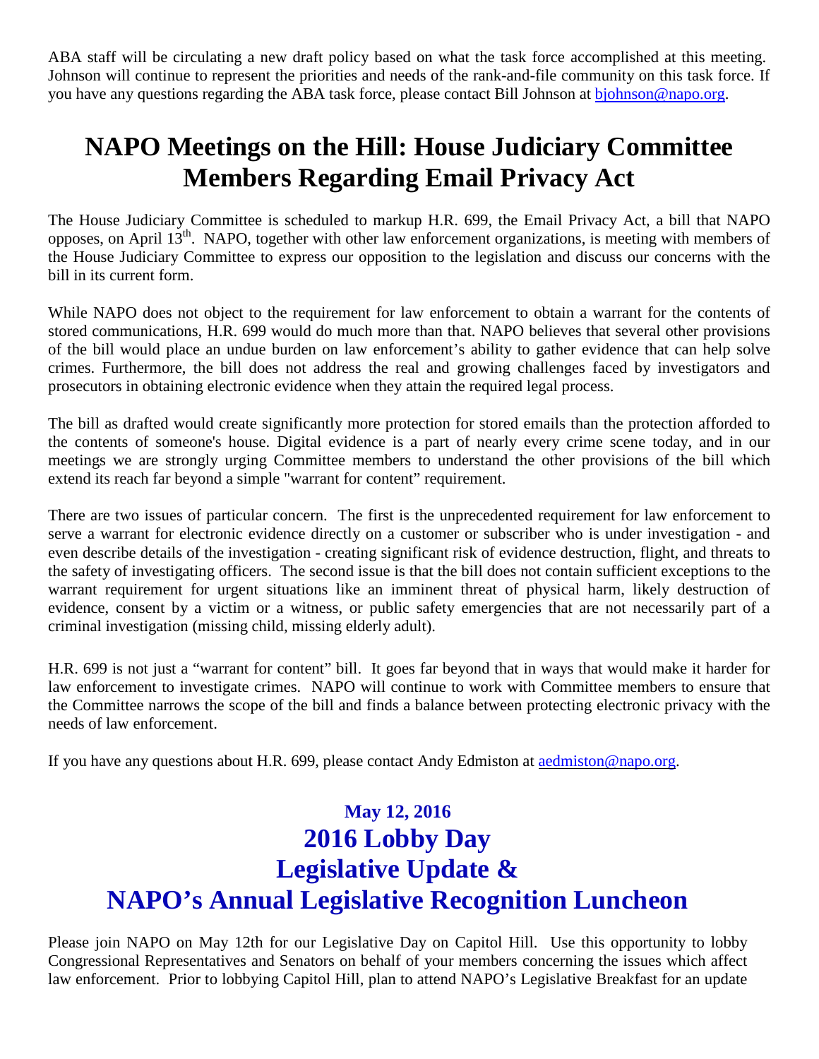ABA staff will be circulating a new draft policy based on what the task force accomplished at this meeting. Johnson will continue to represent the priorities and needs of the rank-and-file community on this task force. If you have any questions regarding the ABA task force, please contact Bill Johnson at bjohnson@napo.org.

# NAPO Meetings on the Hill: House Judiciary Committee Members Regarding Email Privacy Act

The House Judiciary Committee is scheduled to markup H.R. 699, the Email Privacy Act, a bill that NAPO opposes, on April 13th. NAPO, together with other law enforcement organizations, is meeting with members of the House Judiciary Committee to express our opposition to the legislation and discuss our concerns with the bill in its current form.

While NAPO does not object to the requirement for law enforcement to obtain a warrant for the contents of stored communications, H.R. 699 would do much more than that. NAPO believes that several other provisions of the bill would place an undue burden on law enforcement's ability to gather evidence that can help solve crimes. Furthermore, the bill does not address the real and growing challenges faced by investigators and prosecutors in obtaining electronic evidence when they attain the required legal process.

The bill as drafted would create significantly more protection for stored emails than the protection afforded to the contents of someone's house. Digital evidence is a part of nearly every crime scene today, and in our meetings we are strongly urging Committee members to understand the other provisions of the bill which extend its reach far beyond a simple "warrant for content" requirement.

There are two issues of particular concern. The first is the unprecedented requirement for law enforcement to serve a warrant for electronic evidence directly on a customer or subscriber who is under investigation - and even describe details of the investigation - creating significant risk of evidence destruction, flight, and threats to the safety of investigating officers. The second issue is that the bill does not contain sufficient exceptions to the warrant requirement for urgent situations like an imminent threat of physical harm, likely destruction of evidence, consent by a victim or a witness, or public safety emergencies that are not necessarily part of a criminal investigation (missing child, missing elderly adult).

H.R. 699 is not just a "warrant for content" bill. It goes far beyond that in ways that would make it harder for law enforcement to investigate crimes. NAPO will continue to work with Committee members to ensure that the Committee narrows the scope of the bill and finds a balance between protecting electronic privacy with the needs of law enforcement.

If you have any questions about H.R. 699, please contact Andy Edmiston at aedmiston@napo.org.

### May 12, 2016

# 2016 Lobby Day
# Legislative Update &
# NAPO's Annual Legislative Recognition Luncheon

Please join NAPO on May 12th for our Legislative Day on Capitol Hill. Use this opportunity to lobby Congressional Representatives and Senators on behalf of your members concerning the issues which affect law enforcement. Prior to lobbying Capitol Hill, plan to attend NAPO's Legislative Breakfast for an update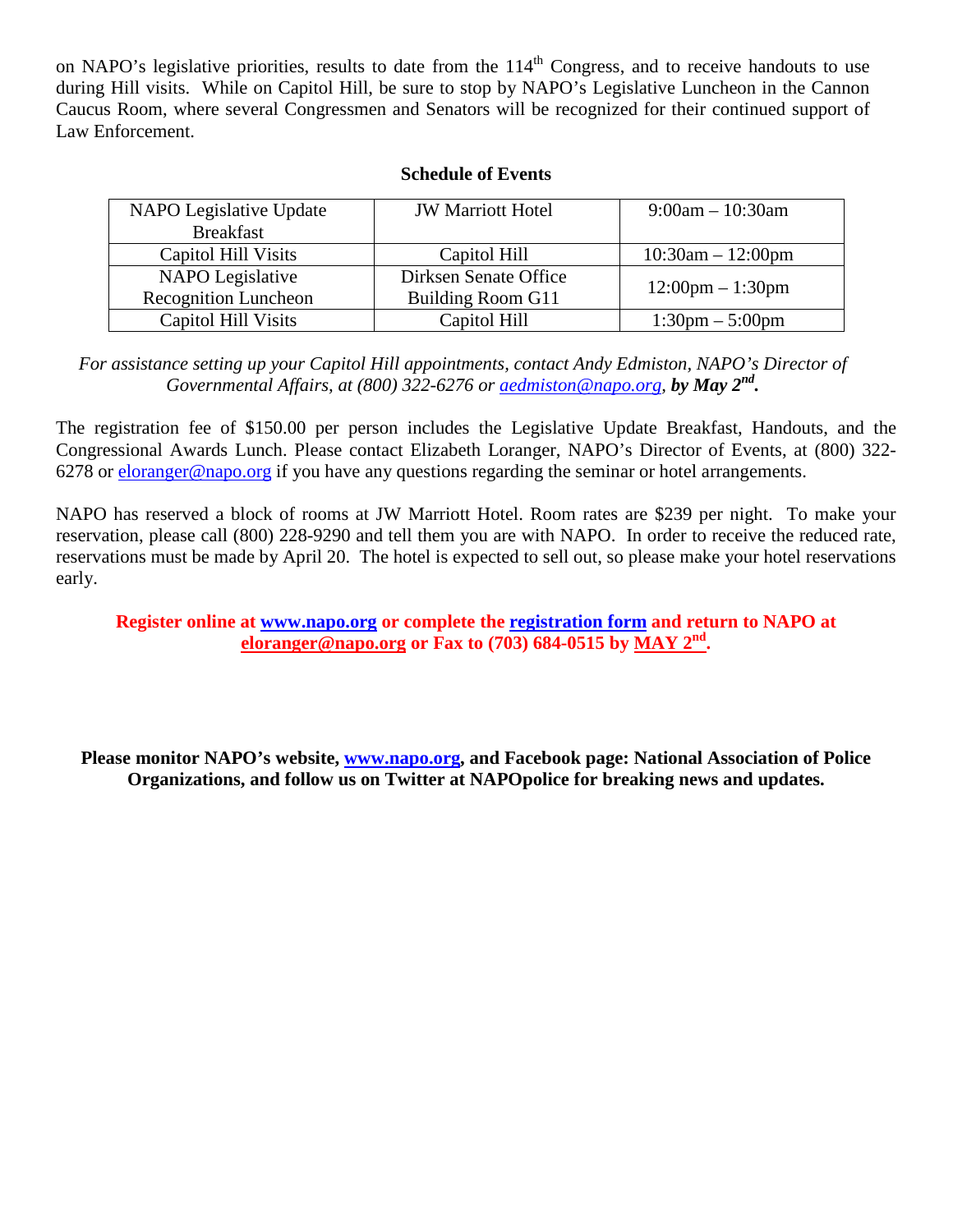on NAPO's legislative priorities, results to date from the 114[th] Congress, and to receive handouts to use during Hill visits. While on Capitol Hill, be sure to stop by NAPO's Legislative Luncheon in the Cannon Caucus Room, where several Congressmen and Senators will be recognized for their continued support of Law Enforcement.

**Schedule of Events**

| | | |
|---|---|---|
| NAPO Legislative Update Breakfast | JW Marriott Hotel | 9:00am – 10:30am |
| Capitol Hill Visits | Capitol Hill | 10:30am – 12:00pm |
| NAPO Legislative Recognition Luncheon | Dirksen Senate Office Building Room G11 | 12:00pm – 1:30pm |
| Capitol Hill Visits | Capitol Hill | 1:30pm – 5:00pm |

*For assistance setting up your Capitol Hill appointments, contact Andy Edmiston, NAPO's Director of Governmental Affairs, at (800) 322-6276 or aedmiston@napo.org,* ***by May 2nd.***

The registration fee of $150.00 per person includes the Legislative Update Breakfast, Handouts, and the Congressional Awards Lunch. Please contact Elizabeth Loranger, NAPO's Director of Events, at (800) 322-6278 or eloranger@napo.org if you have any questions regarding the seminar or hotel arrangements.

NAPO has reserved a block of rooms at JW Marriott Hotel. Room rates are $239 per night. To make your reservation, please call (800) 228-9290 and tell them you are with NAPO. In order to receive the reduced rate, reservations must be made by April 20. The hotel is expected to sell out, so please make your hotel reservations early.

**Register online at www.napo.org or complete the registration form and return to NAPO at eloranger@napo.org or Fax to (703) 684-0515 by MAY 2nd.**

**Please monitor NAPO's website, www.napo.org, and Facebook page: National Association of Police Organizations, and follow us on Twitter at NAPOpolice for breaking news and updates.**